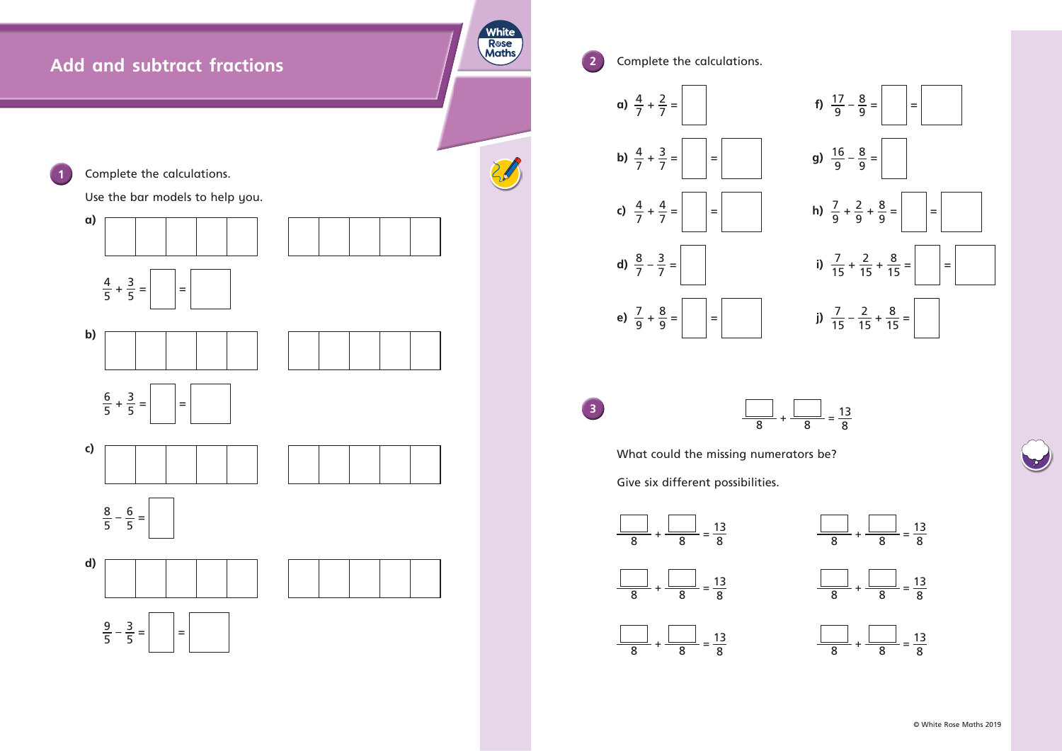# Add and subtract fractions

**1** Complete the calculations.

Use the bar models to help you.

a) $\frac{4}{5} + \frac{3}{5} = \square = \square$

b) $\frac{6}{5} + \frac{3}{5} = \square = \square$

c) $\frac{8}{5} - \frac{6}{5} = \square$

d) $\frac{9}{5} - \frac{3}{5} = \square = \square$

**2** Complete the calculations.

a) $\frac{4}{7} + \frac{2}{7} = \square$

b) $\frac{4}{7} + \frac{3}{7} = \square = \square$

c) $\frac{4}{7} + \frac{4}{7} = \square = \square$

d) $\frac{8}{7} - \frac{3}{7} = \square$

e) $\frac{7}{9} + \frac{8}{9} = \square = \square$

f) $\frac{17}{9} - \frac{8}{9} = \square = \square$

g) $\frac{16}{9} - \frac{8}{9} = \square$

h) $\frac{7}{9} + \frac{2}{9} + \frac{8}{9} = \square = \square$

i) $\frac{7}{15} + \frac{2}{15} + \frac{8}{15} = \square = \square$

j) $\frac{7}{15} - \frac{2}{15} + \frac{8}{15} = \square$

**3** $\frac{\square}{8} + \frac{\square}{8} = \frac{13}{8}$

What could the missing numerators be?

Give six different possibilities.

$\frac{\square}{8} + \frac{\square}{8} = \frac{13}{8}$ $\frac{\square}{8} + \frac{\square}{8} = \frac{13}{8}$

$\frac{\square}{8} + \frac{\square}{8} = \frac{13}{8}$ $\frac{\square}{8} + \frac{\square}{8} = \frac{13}{8}$

$\frac{\square}{8} + \frac{\square}{8} = \frac{13}{8}$ $\frac{\square}{8} + \frac{\square}{8} = \frac{13}{8}$

© White Rose Maths 2019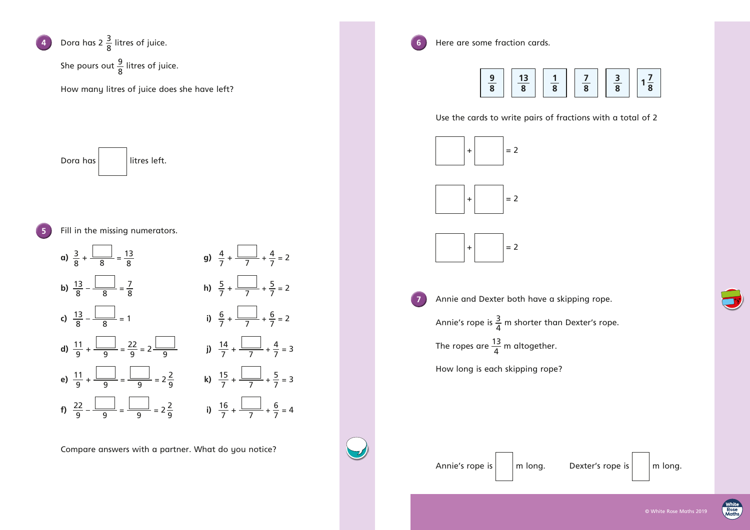**4** Dora has $2\frac{3}{8}$ litres of juice.

She pours out $\frac{9}{8}$ litres of juice.

How many litres of juice does she have left?

Dora has $\square$ litres left.

**5** Fill in the missing numerators.

a) $\frac{3}{8} + \frac{\square}{8} = \frac{13}{8}$

b) $\frac{13}{8} - \frac{\square}{8} = \frac{7}{8}$

c) $\frac{13}{8} - \frac{\square}{8} = 1$

d) $\frac{11}{9} + \frac{\square}{9} = \frac{22}{9} = 2\frac{\square}{9}$

e) $\frac{11}{9} + \frac{\square}{9} = \frac{\square}{9} = 2\frac{2}{9}$

f) $\frac{22}{9} - \frac{\square}{9} = \frac{\square}{9} = 2\frac{2}{9}$

g) $\frac{4}{7} + \frac{\square}{7} + \frac{4}{7} = 2$

h) $\frac{5}{7} + \frac{\square}{7} + \frac{5}{7} = 2$

i) $\frac{6}{7} + \frac{\square}{7} + \frac{6}{7} = 2$

j) $\frac{14}{7} + \frac{\square}{7} + \frac{4}{7} = 3$

k) $\frac{15}{7} + \frac{\square}{7} + \frac{5}{7} = 3$

i) $\frac{16}{7} + \frac{\square}{7} + \frac{6}{7} = 4$

Compare answers with a partner. What do you notice?

**6** Here are some fraction cards.

$\frac{9}{8}$ $\frac{13}{8}$ $\frac{1}{8}$ $\frac{7}{8}$ $\frac{3}{8}$ $1\frac{7}{8}$

Use the cards to write pairs of fractions with a total of 2

$\square + \square = 2$

$\square + \square = 2$

$\square + \square = 2$

**7** Annie and Dexter both have a skipping rope.

Annie's rope is $\frac{3}{4}$ m shorter than Dexter's rope.

The ropes are $\frac{13}{4}$ m altogether.

How long is each skipping rope?

Annie's rope is $\square$ m long. Dexter's rope is $\square$ m long.

© White Rose Maths 2019